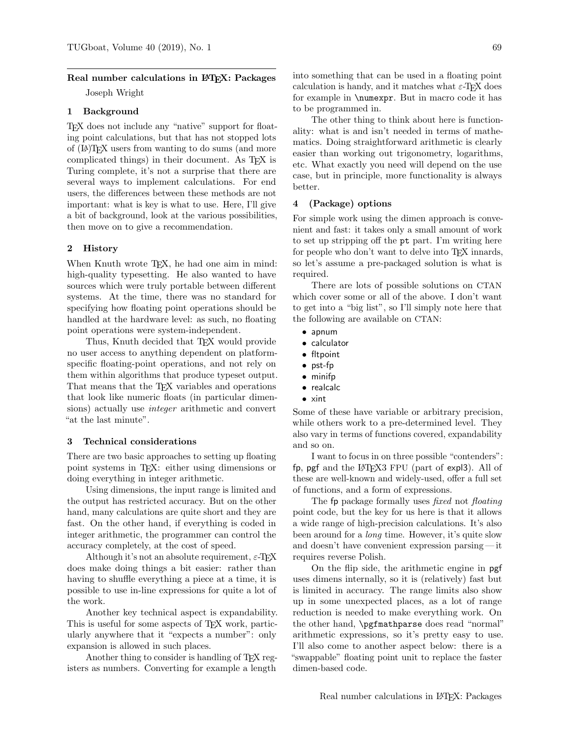# Real number calculations in LaTeX: Packages

Joseph Wright

## 1 Background

TeX does not include any "native" support for floating point calculations, but that has not stopped lots of (LA)TeX users from wanting to do sums (and more complicated things) in their document. As TeX is Turing complete, it's not a surprise that there are several ways to implement calculations. For end users, the differences between these methods are not important: what is key is what to use. Here, I'll give a bit of background, look at the various possibilities, then move on to give a recommendation.

## 2 History

When Knuth wrote TeX, he had one aim in mind: high-quality typesetting. He also wanted to have sources which were truly portable between different systems. At the time, there was no standard for specifying how floating point operations should be handled at the hardware level: as such, no floating point operations were system-independent.

Thus, Knuth decided that TeX would provide no user access to anything dependent on platform-specific floating-point operations, and not rely on them within algorithms that produce typeset output. That means that the TeX variables and operations that look like numeric floats (in particular dimensions) actually use *integer* arithmetic and convert "at the last minute".

## 3 Technical considerations

There are two basic approaches to setting up floating point systems in TeX: either using dimensions or doing everything in integer arithmetic.

Using dimensions, the input range is limited and the output has restricted accuracy. But on the other hand, many calculations are quite short and they are fast. On the other hand, if everything is coded in integer arithmetic, the programmer can control the accuracy completely, at the cost of speed.

Although it's not an absolute requirement, ε-TeX does make doing things a bit easier: rather than having to shuffle everything a piece at a time, it is possible to use in-line expressions for quite a lot of the work.

Another key technical aspect is expandability. This is useful for some aspects of TeX work, particularly anywhere that it "expects a number": only expansion is allowed in such places.

Another thing to consider is handling of TeX registers as numbers. Converting for example a length into something that can be used in a floating point calculation is handy, and it matches what ε-TeX does for example in `\numexpr`. But in macro code it has to be programmed in.

The other thing to think about here is functionality: what is and isn't needed in terms of mathematics. Doing straightforward arithmetic is clearly easier than working out trigonometry, logarithms, etc. What exactly you need will depend on the use case, but in principle, more functionality is always better.

## 4 (Package) options

For simple work using the dimen approach is convenient and fast: it takes only a small amount of work to set up stripping off the `pt` part. I'm writing here for people who don't want to delve into TeX innards, so let's assume a pre-packaged solution is what is required.

There are lots of possible solutions on CTAN which cover some or all of the above. I don't want to get into a "big list", so I'll simply note here that the following are available on CTAN:

- apnum
- calculator
- fltpoint
- pst-fp
- minifp
- realcalc
- xint

Some of these have variable or arbitrary precision, while others work to a pre-determined level. They also vary in terms of functions covered, expandability and so on.

I want to focus in on three possible "contenders": fp, pgf and the LaTeX3 FPU (part of expl3). All of these are well-known and widely-used, offer a full set of functions, and a form of expressions.

The fp package formally uses *fixed* not *floating* point code, but the key for us here is that it allows a wide range of high-precision calculations. It's also been around for a *long* time. However, it's quite slow and doesn't have convenient expression parsing — it requires reverse Polish.

On the flip side, the arithmetic engine in pgf uses dimens internally, so it is (relatively) fast but is limited in accuracy. The range limits also show up in some unexpected places, as a lot of range reduction is needed to make everything work. On the other hand, `\pgfmathparse` does read "normal" arithmetic expressions, so it's pretty easy to use. I'll also come to another aspect below: there is a "swappable" floating point unit to replace the faster dimen-based code.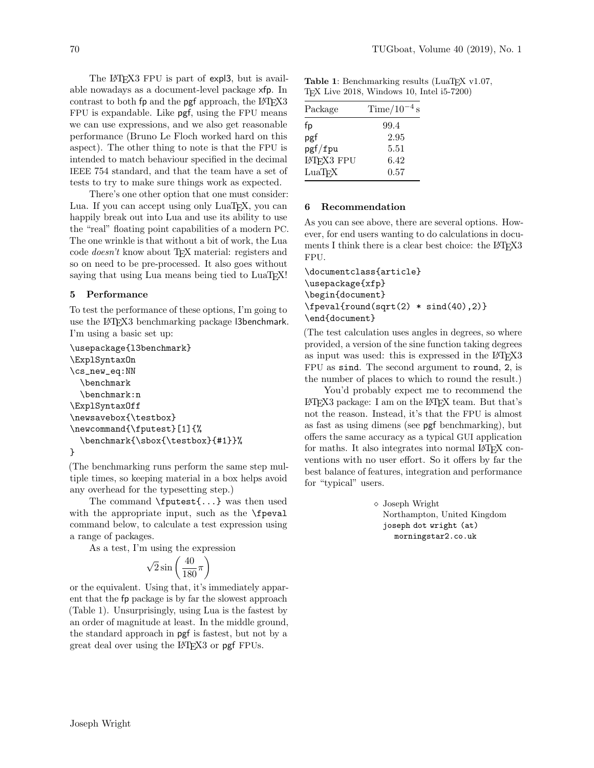The LaTeX3 FPU is part of expl3, but is available nowadays as a document-level package xfp. In contrast to both fp and the pgf approach, the LaTeX3 FPU is expandable. Like pgf, using the FPU means we can use expressions, and we also get reasonable performance (Bruno Le Floch worked hard on this aspect). The other thing to note is that the FPU is intended to match behaviour specified in the decimal IEEE 754 standard, and that the team have a set of tests to try to make sure things work as expected.

There's one other option that one must consider: Lua. If you can accept using only LuaTeX, you can happily break out into Lua and use its ability to use the "real" floating point capabilities of a modern PC. The one wrinkle is that without a bit of work, the Lua code *doesn't* know about TeX material: registers and so on need to be pre-processed. It also goes without saying that using Lua means being tied to LuaTeX!

## 5 Performance

To test the performance of these options, I'm going to use the LaTeX3 benchmarking package l3benchmark. I'm using a basic set up:

```
\usepackage{l3benchmark}
\ExplSyntaxOn
\cs_new_eq:NN
  \benchmark
  \benchmark:n
\ExplSyntaxOff
\newsavebox{\testbox}
\newcommand{\fputest}[1]{%
  \benchmark{\sbox{\testbox}{#1}}%
}
```

(The benchmarking runs perform the same step multiple times, so keeping material in a box helps avoid any overhead for the typesetting step.)

The command `\fputest{...}` was then used with the appropriate input, such as the `\fpeval` command below, to calculate a test expression using a range of packages.

As a test, I'm using the expression

$$\sqrt{2}\sin\left(\frac{40}{180}\pi\right)$$

or the equivalent. Using that, it's immediately apparent that the fp package is by far the slowest approach (Table 1). Unsurprisingly, using Lua is the fastest by an order of magnitude at least. In the middle ground, the standard approach in pgf is fastest, but not by a great deal over using the LaTeX3 or pgf FPUs.

**Table 1**: Benchmarking results (LuaTeX v1.07, TeX Live 2018, Windows 10, Intel i5-7200)

| Package | Time/$10^{-4}$ s |
|---|---|
| fp | 99.4 |
| pgf | 2.95 |
| pgf/fpu | 5.51 |
| LaTeX3 FPU | 6.42 |
| LuaTeX | 0.57 |

## 6 Recommendation

As you can see above, there are several options. However, for end users wanting to do calculations in documents I think there is a clear best choice: the LaTeX3 FPU.

```
\documentclass{article}
\usepackage{xfp}
\begin{document}
\fpeval{round(sqrt(2) * sind(40),2)}
\end{document}
```

(The test calculation uses angles in degrees, so where provided, a version of the sine function taking degrees as input was used: this is expressed in the LaTeX3 FPU as `sind`. The second argument to `round`, `2`, is the number of places to which to round the result.)

You'd probably expect me to recommend the LaTeX3 package: I am on the LaTeX team. But that's not the reason. Instead, it's that the FPU is almost as fast as using dimens (see pgf benchmarking), but offers the same accuracy as a typical GUI application for maths. It also integrates into normal LaTeX conventions with no user effort. So it offers by far the best balance of features, integration and performance for "typical" users.

⋄ Joseph Wright
Northampton, United Kingdom
joseph dot wright (at)
morningstar2.co.uk